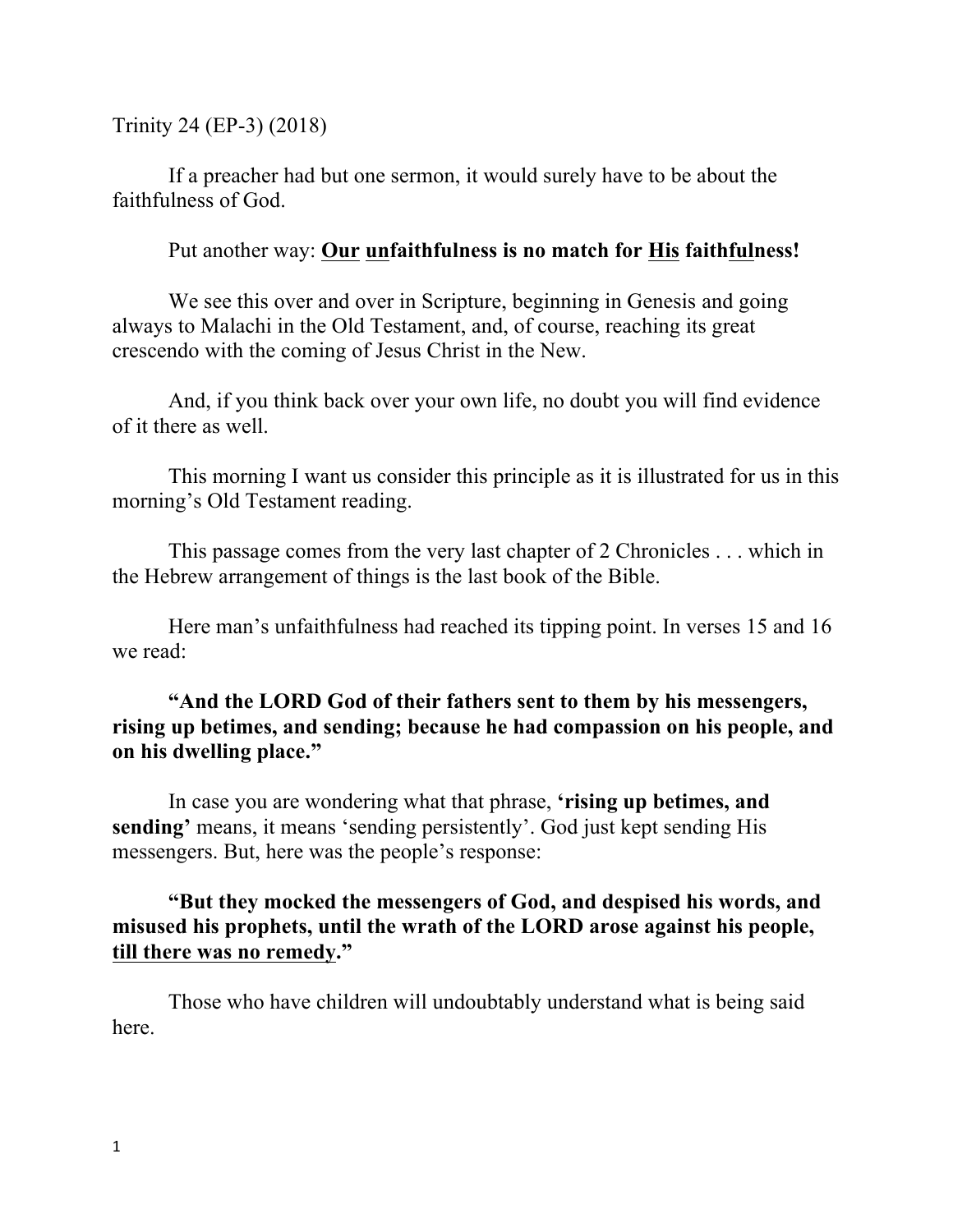Trinity 24 (EP-3) (2018)

If a preacher had but one sermon, it would surely have to be about the faithfulness of God.

Put another way: **<u>Our</u> <u>un</u>faithfulness is no match for <u>His</u> faith<u>ful</u>ness!**

We see this over and over in Scripture, beginning in Genesis and going always to Malachi in the Old Testament, and, of course, reaching its great crescendo with the coming of Jesus Christ in the New.

And, if you think back over your own life, no doubt you will find evidence of it there as well.

This morning I want us consider this principle as it is illustrated for us in this morning's Old Testament reading.

This passage comes from the very last chapter of 2 Chronicles . . . which in the Hebrew arrangement of things is the last book of the Bible.

Here man's unfaithfulness had reached its tipping point. In verses 15 and 16 we read:

**"And the LORD God of their fathers sent to them by his messengers, rising up betimes, and sending; because he had compassion on his people, and on his dwelling place."**

In case you are wondering what that phrase, **'rising up betimes, and sending'** means, it means 'sending persistently'. God just kept sending His messengers. But, here was the people's response:

**"But they mocked the messengers of God, and despised his words, and misused his prophets, until the wrath of the LORD arose against his people, <u>till there was no remedy</u>."**

Those who have children will undoubtably understand what is being said here.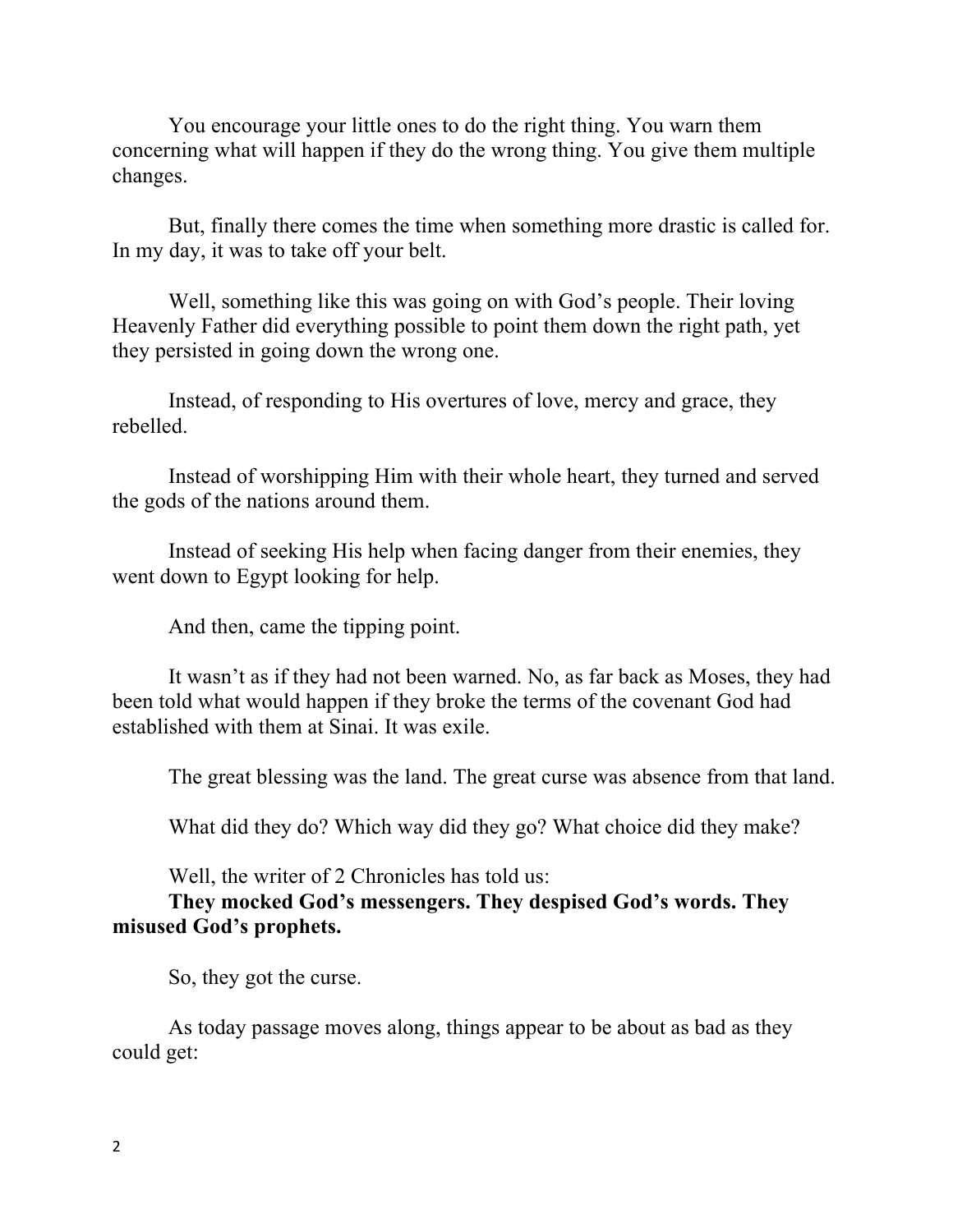You encourage your little ones to do the right thing. You warn them concerning what will happen if they do the wrong thing. You give them multiple changes.

But, finally there comes the time when something more drastic is called for. In my day, it was to take off your belt.

Well, something like this was going on with God's people. Their loving Heavenly Father did everything possible to point them down the right path, yet they persisted in going down the wrong one.

Instead, of responding to His overtures of love, mercy and grace, they rebelled.

Instead of worshipping Him with their whole heart, they turned and served the gods of the nations around them.

Instead of seeking His help when facing danger from their enemies, they went down to Egypt looking for help.

And then, came the tipping point.

It wasn't as if they had not been warned. No, as far back as Moses, they had been told what would happen if they broke the terms of the covenant God had established with them at Sinai. It was exile.

The great blessing was the land. The great curse was absence from that land.

What did they do? Which way did they go? What choice did they make?

Well, the writer of 2 Chronicles has told us:
**They mocked God's messengers. They despised God's words. They misused God's prophets.**

So, they got the curse.

As today passage moves along, things appear to be about as bad as they could get: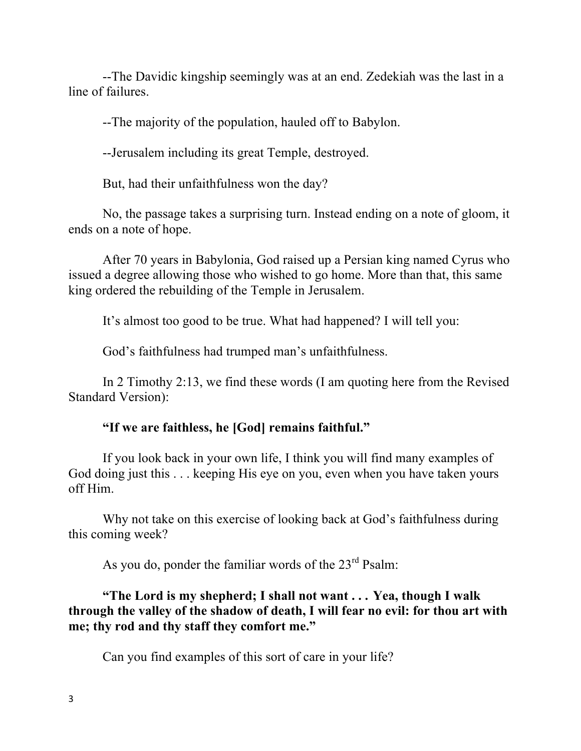--The Davidic kingship seemingly was at an end. Zedekiah was the last in a line of failures.

--The majority of the population, hauled off to Babylon.

--Jerusalem including its great Temple, destroyed.

But, had their unfaithfulness won the day?

No, the passage takes a surprising turn. Instead ending on a note of gloom, it ends on a note of hope.

After 70 years in Babylonia, God raised up a Persian king named Cyrus who issued a degree allowing those who wished to go home. More than that, this same king ordered the rebuilding of the Temple in Jerusalem.

It's almost too good to be true. What had happened? I will tell you:

God's faithfulness had trumped man's unfaithfulness.

In 2 Timothy 2:13, we find these words (I am quoting here from the Revised Standard Version):

**"If we are faithless, he [God] remains faithful."**

If you look back in your own life, I think you will find many examples of God doing just this . . . keeping His eye on you, even when you have taken yours off Him.

Why not take on this exercise of looking back at God's faithfulness during this coming week?

As you do, ponder the familiar words of the 23rd Psalm:

**"The Lord is my shepherd; I shall not want . . . Yea, though I walk through the valley of the shadow of death, I will fear no evil: for thou art with me; thy rod and thy staff they comfort me."**

Can you find examples of this sort of care in your life?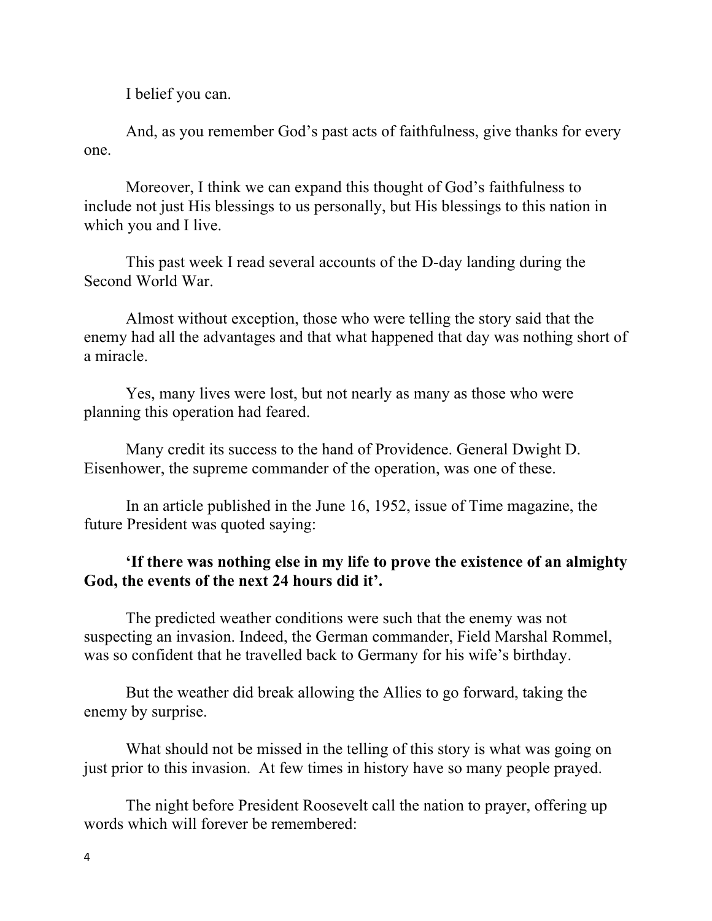I belief you can.

And, as you remember God's past acts of faithfulness, give thanks for every one.

Moreover, I think we can expand this thought of God's faithfulness to include not just His blessings to us personally, but His blessings to this nation in which you and I live.

This past week I read several accounts of the D-day landing during the Second World War.

Almost without exception, those who were telling the story said that the enemy had all the advantages and that what happened that day was nothing short of a miracle.

Yes, many lives were lost, but not nearly as many as those who were planning this operation had feared.

Many credit its success to the hand of Providence. General Dwight D. Eisenhower, the supreme commander of the operation, was one of these.

In an article published in the June 16, 1952, issue of Time magazine, the future President was quoted saying:

**'If there was nothing else in my life to prove the existence of an almighty God, the events of the next 24 hours did it'.**

The predicted weather conditions were such that the enemy was not suspecting an invasion. Indeed, the German commander, Field Marshal Rommel, was so confident that he travelled back to Germany for his wife's birthday.

But the weather did break allowing the Allies to go forward, taking the enemy by surprise.

What should not be missed in the telling of this story is what was going on just prior to this invasion. At few times in history have so many people prayed.

The night before President Roosevelt call the nation to prayer, offering up words which will forever be remembered: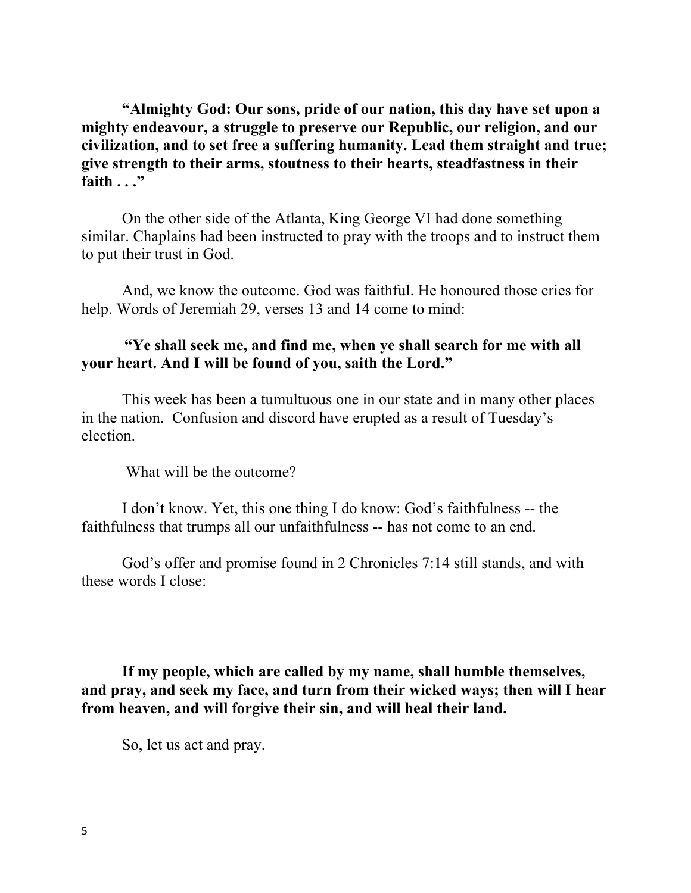**"Almighty God: Our sons, pride of our nation, this day have set upon a mighty endeavour, a struggle to preserve our Republic, our religion, and our civilization, and to set free a suffering humanity. Lead them straight and true; give strength to their arms, stoutness to their hearts, steadfastness in their faith . . ."**

On the other side of the Atlanta, King George VI had done something similar. Chaplains had been instructed to pray with the troops and to instruct them to put their trust in God.

And, we know the outcome. God was faithful. He honoured those cries for help. Words of Jeremiah 29, verses 13 and 14 come to mind:

**"Ye shall seek me, and find me, when ye shall search for me with all your heart. And I will be found of you, saith the Lord."**

This week has been a tumultuous one in our state and in many other places in the nation. Confusion and discord have erupted as a result of Tuesday's election.

What will be the outcome?

I don't know. Yet, this one thing I do know: God's faithfulness -- the faithfulness that trumps all our unfaithfulness -- has not come to an end.

God's offer and promise found in 2 Chronicles 7:14 still stands, and with these words I close:

**If my people, which are called by my name, shall humble themselves, and pray, and seek my face, and turn from their wicked ways; then will I hear from heaven, and will forgive their sin, and will heal their land.**

So, let us act and pray.